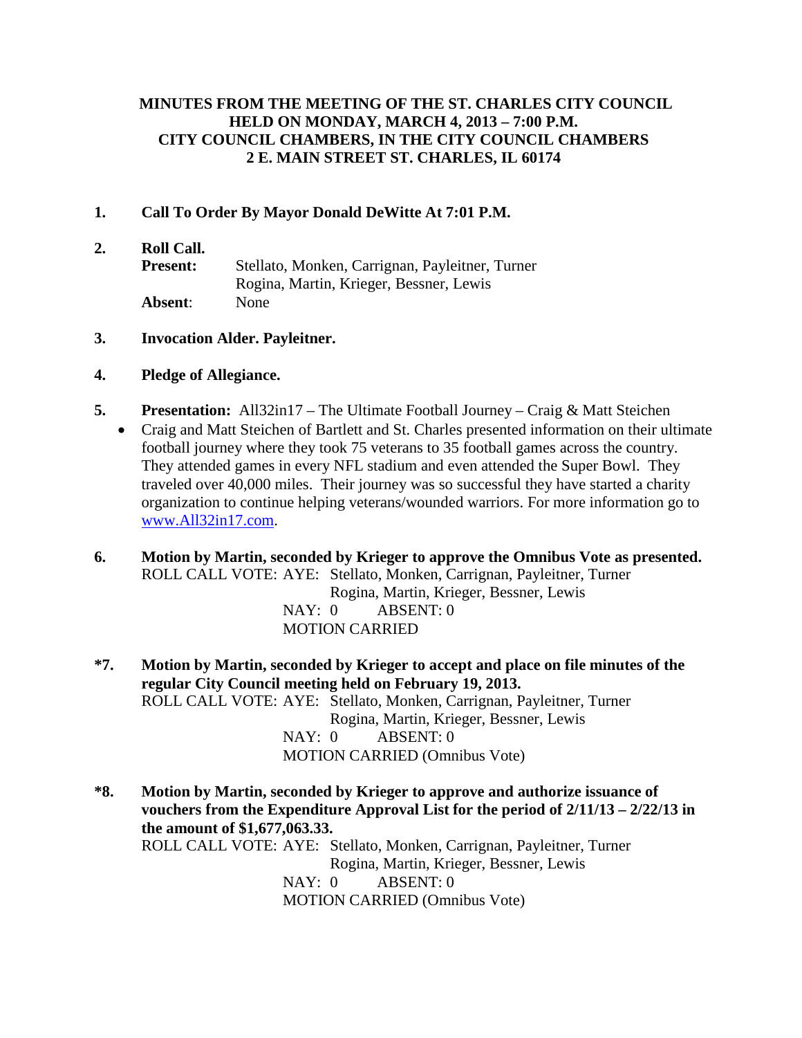**MINUTES FROM THE MEETING OF THE ST. CHARLES CITY COUNCIL HELD ON MONDAY, MARCH 4, 2013 – 7:00 P.M. CITY COUNCIL CHAMBERS, IN THE CITY COUNCIL CHAMBERS 2 E. MAIN STREET ST. CHARLES, IL 60174**

**1. Call To Order By Mayor Donald DeWitte At 7:01 P.M.**

**2. Roll Call.**

**Present:** Stellato, Monken, Carrignan, Payleitner, Turner Rogina, Martin, Krieger, Bessner, Lewis

**Absent**: None

**3. Invocation Alder. Payleitner.**

**4. Pledge of Allegiance.**

**5. Presentation:** All32in17 – The Ultimate Football Journey – Craig & Matt Steichen

- Craig and Matt Steichen of Bartlett and St. Charles presented information on their ultimate football journey where they took 75 veterans to 35 football games across the country. They attended games in every NFL stadium and even attended the Super Bowl. They traveled over 40,000 miles. Their journey was so successful they have started a charity organization to continue helping veterans/wounded warriors. For more information go to [www.All32in17.com](http://www.All32in17.com).

**6. Motion by Martin, seconded by Krieger to approve the Omnibus Vote as presented.**

ROLL CALL VOTE: AYE: Stellato, Monken, Carrignan, Payleitner, Turner Rogina, Martin, Krieger, Bessner, Lewis
NAY: 0 ABSENT: 0
MOTION CARRIED

**\*7. Motion by Martin, seconded by Krieger to accept and place on file minutes of the regular City Council meeting held on February 19, 2013.**

ROLL CALL VOTE: AYE: Stellato, Monken, Carrignan, Payleitner, Turner Rogina, Martin, Krieger, Bessner, Lewis
NAY: 0 ABSENT: 0
MOTION CARRIED (Omnibus Vote)

**\*8. Motion by Martin, seconded by Krieger to approve and authorize issuance of vouchers from the Expenditure Approval List for the period of 2/11/13 – 2/22/13 in the amount of $1,677,063.33.**

ROLL CALL VOTE: AYE: Stellato, Monken, Carrignan, Payleitner, Turner Rogina, Martin, Krieger, Bessner, Lewis
NAY: 0 ABSENT: 0
MOTION CARRIED (Omnibus Vote)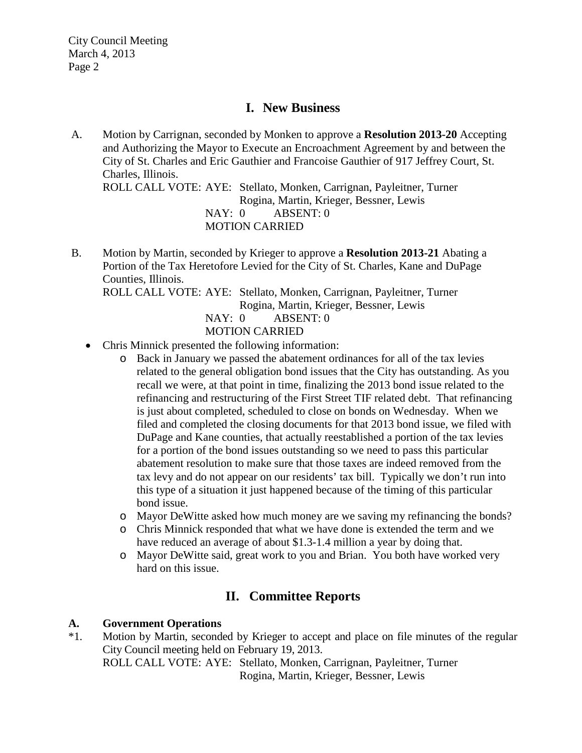# I. New Business

A. Motion by Carrignan, seconded by Monken to approve a **Resolution 2013-20** Accepting and Authorizing the Mayor to Execute an Encroachment Agreement by and between the City of St. Charles and Eric Gauthier and Francoise Gauthier of 917 Jeffrey Court, St. Charles, Illinois.
ROLL CALL VOTE: AYE: Stellato, Monken, Carrignan, Payleitner, Turner Rogina, Martin, Krieger, Bessner, Lewis
NAY: 0 ABSENT: 0
MOTION CARRIED

B. Motion by Martin, seconded by Krieger to approve a **Resolution 2013-21** Abating a Portion of the Tax Heretofore Levied for the City of St. Charles, Kane and DuPage Counties, Illinois.
ROLL CALL VOTE: AYE: Stellato, Monken, Carrignan, Payleitner, Turner Rogina, Martin, Krieger, Bessner, Lewis
NAY: 0 ABSENT: 0
MOTION CARRIED

- Chris Minnick presented the following information:
  - Back in January we passed the abatement ordinances for all of the tax levies related to the general obligation bond issues that the City has outstanding. As you recall we were, at that point in time, finalizing the 2013 bond issue related to the refinancing and restructuring of the First Street TIF related debt. That refinancing is just about completed, scheduled to close on bonds on Wednesday. When we filed and completed the closing documents for that 2013 bond issue, we filed with DuPage and Kane counties, that actually reestablished a portion of the tax levies for a portion of the bond issues outstanding so we need to pass this particular abatement resolution to make sure that those taxes are indeed removed from the tax levy and do not appear on our residents' tax bill. Typically we don't run into this type of a situation it just happened because of the timing of this particular bond issue.
  - Mayor DeWitte asked how much money are we saving my refinancing the bonds?
  - Chris Minnick responded that what we have done is extended the term and we have reduced an average of about $1.3-1.4 million a year by doing that.
  - Mayor DeWitte said, great work to you and Brian. You both have worked very hard on this issue.

# II. Committee Reports

## A. Government Operations

*1. Motion by Martin, seconded by Krieger to accept and place on file minutes of the regular City Council meeting held on February 19, 2013.
ROLL CALL VOTE: AYE: Stellato, Monken, Carrignan, Payleitner, Turner Rogina, Martin, Krieger, Bessner, Lewis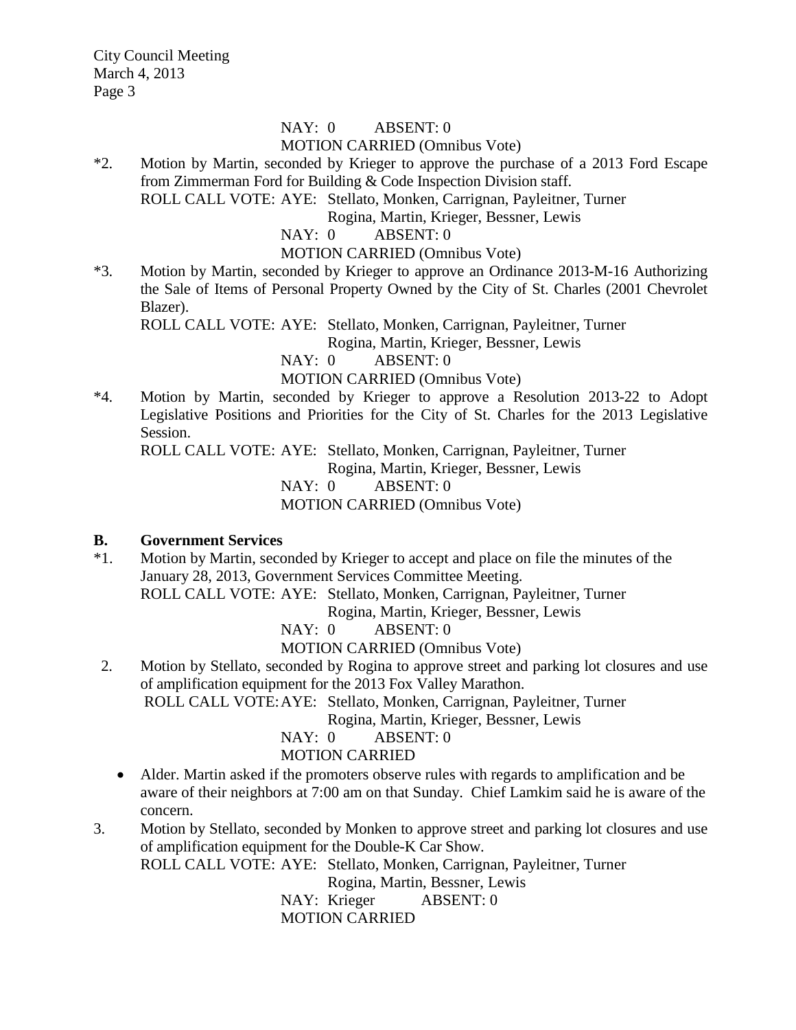NAY: 0 ABSENT: 0
MOTION CARRIED (Omnibus Vote)

*2. Motion by Martin, seconded by Krieger to approve the purchase of a 2013 Ford Escape from Zimmerman Ford for Building & Code Inspection Division staff.
ROLL CALL VOTE: AYE: Stellato, Monken, Carrignan, Payleitner, Turner
Rogina, Martin, Krieger, Bessner, Lewis
NAY: 0 ABSENT: 0
MOTION CARRIED (Omnibus Vote)

*3. Motion by Martin, seconded by Krieger to approve an Ordinance 2013-M-16 Authorizing the Sale of Items of Personal Property Owned by the City of St. Charles (2001 Chevrolet Blazer).
ROLL CALL VOTE: AYE: Stellato, Monken, Carrignan, Payleitner, Turner
Rogina, Martin, Krieger, Bessner, Lewis
NAY: 0 ABSENT: 0
MOTION CARRIED (Omnibus Vote)

*4. Motion by Martin, seconded by Krieger to approve a Resolution 2013-22 to Adopt Legislative Positions and Priorities for the City of St. Charles for the 2013 Legislative Session.
ROLL CALL VOTE: AYE: Stellato, Monken, Carrignan, Payleitner, Turner
Rogina, Martin, Krieger, Bessner, Lewis
NAY: 0 ABSENT: 0
MOTION CARRIED (Omnibus Vote)

**B. Government Services**

*1. Motion by Martin, seconded by Krieger to accept and place on file the minutes of the January 28, 2013, Government Services Committee Meeting.
ROLL CALL VOTE: AYE: Stellato, Monken, Carrignan, Payleitner, Turner
Rogina, Martin, Krieger, Bessner, Lewis
NAY: 0 ABSENT: 0
MOTION CARRIED (Omnibus Vote)

2. Motion by Stellato, seconded by Rogina to approve street and parking lot closures and use of amplification equipment for the 2013 Fox Valley Marathon.
ROLL CALL VOTE: AYE: Stellato, Monken, Carrignan, Payleitner, Turner
Rogina, Martin, Krieger, Bessner, Lewis
NAY: 0 ABSENT: 0
MOTION CARRIED

- Alder. Martin asked if the promoters observe rules with regards to amplification and be aware of their neighbors at 7:00 am on that Sunday. Chief Lamkim said he is aware of the concern.

3. Motion by Stellato, seconded by Monken to approve street and parking lot closures and use of amplification equipment for the Double-K Car Show.
ROLL CALL VOTE: AYE: Stellato, Monken, Carrignan, Payleitner, Turner
Rogina, Martin, Bessner, Lewis
NAY: Krieger ABSENT: 0
MOTION CARRIED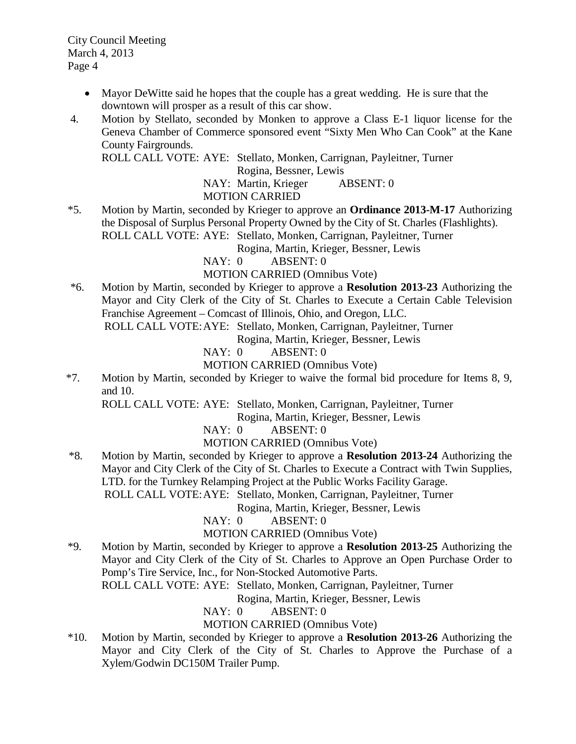- Mayor DeWitte said he hopes that the couple has a great wedding. He is sure that the downtown will prosper as a result of this car show.

4. Motion by Stellato, seconded by Monken to approve a Class E-1 liquor license for the Geneva Chamber of Commerce sponsored event "Sixty Men Who Can Cook" at the Kane County Fairgrounds.
   ROLL CALL VOTE: AYE: Stellato, Monken, Carrignan, Payleitner, Turner Rogina, Bessner, Lewis
   NAY: Martin, Krieger ABSENT: 0
   MOTION CARRIED

*5. Motion by Martin, seconded by Krieger to approve an **Ordinance 2013-M-17** Authorizing the Disposal of Surplus Personal Property Owned by the City of St. Charles (Flashlights).
   ROLL CALL VOTE: AYE: Stellato, Monken, Carrignan, Payleitner, Turner Rogina, Martin, Krieger, Bessner, Lewis
   NAY: 0 ABSENT: 0
   MOTION CARRIED (Omnibus Vote)

*6. Motion by Martin, seconded by Krieger to approve a **Resolution 2013-23** Authorizing the Mayor and City Clerk of the City of St. Charles to Execute a Certain Cable Television Franchise Agreement – Comcast of Illinois, Ohio, and Oregon, LLC.
   ROLL CALL VOTE: AYE: Stellato, Monken, Carrignan, Payleitner, Turner Rogina, Martin, Krieger, Bessner, Lewis
   NAY: 0 ABSENT: 0
   MOTION CARRIED (Omnibus Vote)

*7. Motion by Martin, seconded by Krieger to waive the formal bid procedure for Items 8, 9, and 10.
   ROLL CALL VOTE: AYE: Stellato, Monken, Carrignan, Payleitner, Turner Rogina, Martin, Krieger, Bessner, Lewis
   NAY: 0 ABSENT: 0
   MOTION CARRIED (Omnibus Vote)

*8. Motion by Martin, seconded by Krieger to approve a **Resolution 2013-24** Authorizing the Mayor and City Clerk of the City of St. Charles to Execute a Contract with Twin Supplies, LTD. for the Turnkey Relamping Project at the Public Works Facility Garage.
   ROLL CALL VOTE: AYE: Stellato, Monken, Carrignan, Payleitner, Turner Rogina, Martin, Krieger, Bessner, Lewis
   NAY: 0 ABSENT: 0
   MOTION CARRIED (Omnibus Vote)

*9. Motion by Martin, seconded by Krieger to approve a **Resolution 2013-25** Authorizing the Mayor and City Clerk of the City of St. Charles to Approve an Open Purchase Order to Pomp's Tire Service, Inc., for Non-Stocked Automotive Parts.
   ROLL CALL VOTE: AYE: Stellato, Monken, Carrignan, Payleitner, Turner Rogina, Martin, Krieger, Bessner, Lewis
   NAY: 0 ABSENT: 0
   MOTION CARRIED (Omnibus Vote)

*10. Motion by Martin, seconded by Krieger to approve a **Resolution 2013-26** Authorizing the Mayor and City Clerk of the City of St. Charles to Approve the Purchase of a Xylem/Godwin DC150M Trailer Pump.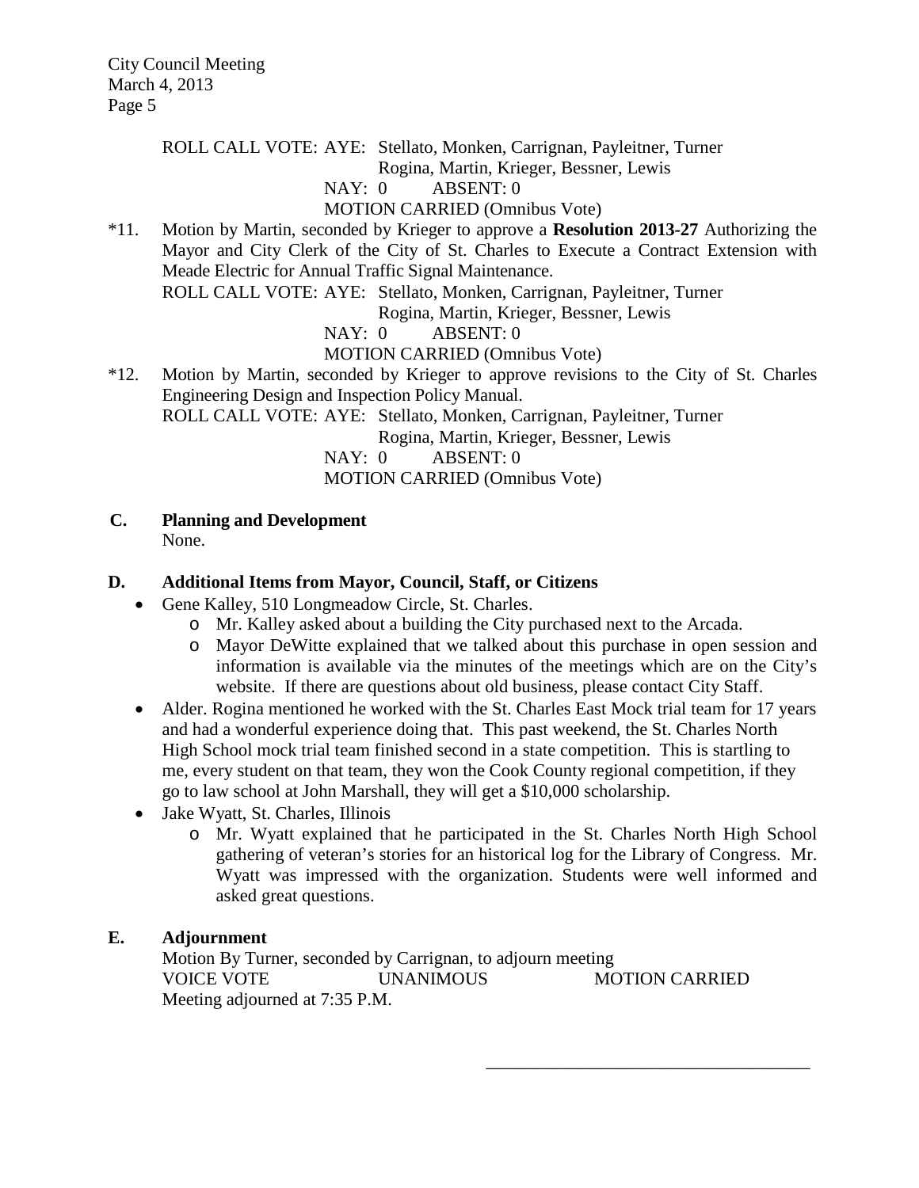ROLL CALL VOTE: AYE: Stellato, Monken, Carrignan, Payleitner, Turner
Rogina, Martin, Krieger, Bessner, Lewis
NAY: 0 ABSENT: 0
MOTION CARRIED (Omnibus Vote)

*11. Motion by Martin, seconded by Krieger to approve a **Resolution 2013-27** Authorizing the Mayor and City Clerk of the City of St. Charles to Execute a Contract Extension with Meade Electric for Annual Traffic Signal Maintenance.
ROLL CALL VOTE: AYE: Stellato, Monken, Carrignan, Payleitner, Turner
Rogina, Martin, Krieger, Bessner, Lewis
NAY: 0 ABSENT: 0
MOTION CARRIED (Omnibus Vote)

*12. Motion by Martin, seconded by Krieger to approve revisions to the City of St. Charles Engineering Design and Inspection Policy Manual.
ROLL CALL VOTE: AYE: Stellato, Monken, Carrignan, Payleitner, Turner
Rogina, Martin, Krieger, Bessner, Lewis
NAY: 0 ABSENT: 0
MOTION CARRIED (Omnibus Vote)

**C. Planning and Development**

None.

**D. Additional Items from Mayor, Council, Staff, or Citizens**

- Gene Kalley, 510 Longmeadow Circle, St. Charles.
  - Mr. Kalley asked about a building the City purchased next to the Arcada.
  - Mayor DeWitte explained that we talked about this purchase in open session and information is available via the minutes of the meetings which are on the City's website. If there are questions about old business, please contact City Staff.
- Alder. Rogina mentioned he worked with the St. Charles East Mock trial team for 17 years and had a wonderful experience doing that. This past weekend, the St. Charles North High School mock trial team finished second in a state competition. This is startling to me, every student on that team, they won the Cook County regional competition, if they go to law school at John Marshall, they will get a $10,000 scholarship.
- Jake Wyatt, St. Charles, Illinois
  - Mr. Wyatt explained that he participated in the St. Charles North High School gathering of veteran's stories for an historical log for the Library of Congress. Mr. Wyatt was impressed with the organization. Students were well informed and asked great questions.

**E. Adjournment**

Motion By Turner, seconded by Carrignan, to adjourn meeting
VOICE VOTE UNANIMOUS MOTION CARRIED
Meeting adjourned at 7:35 P.M.

\_\_\_\_\_\_\_\_\_\_\_\_\_\_\_\_\_\_\_\_\_\_\_\_\_\_\_\_\_\_\_\_\_\_\_\_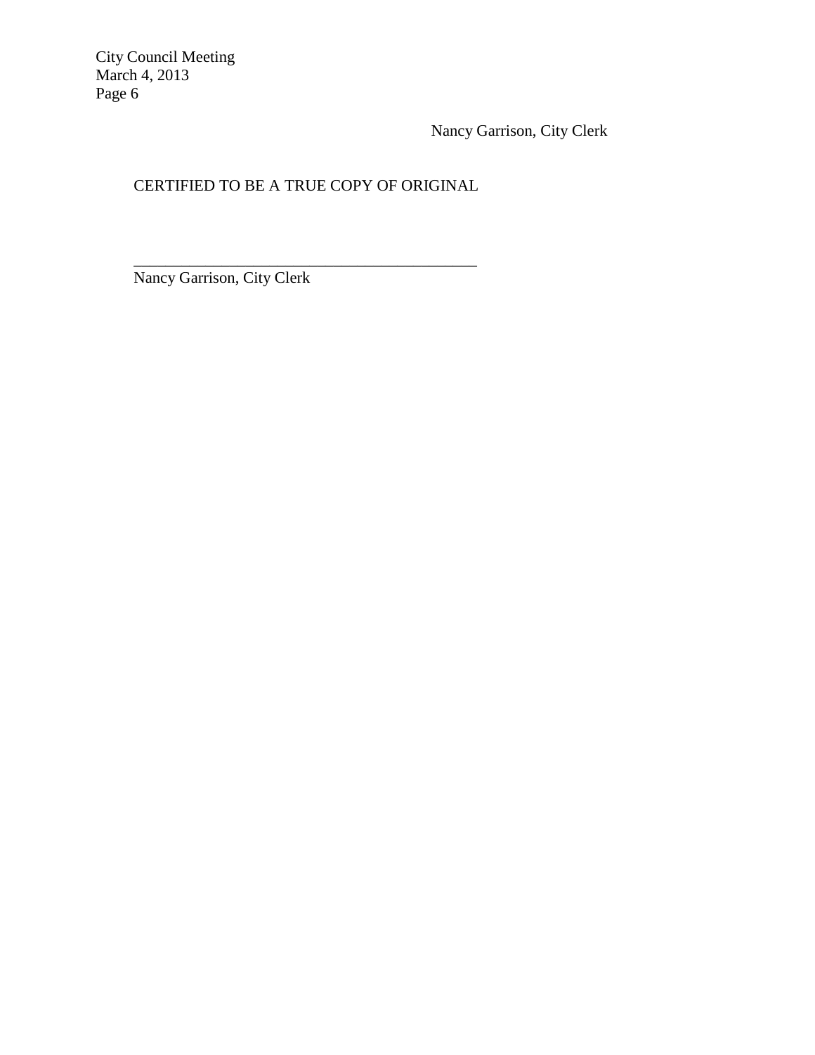Nancy Garrison, City Clerk

CERTIFIED TO BE A TRUE COPY OF ORIGINAL

______________________________________________

Nancy Garrison, City Clerk